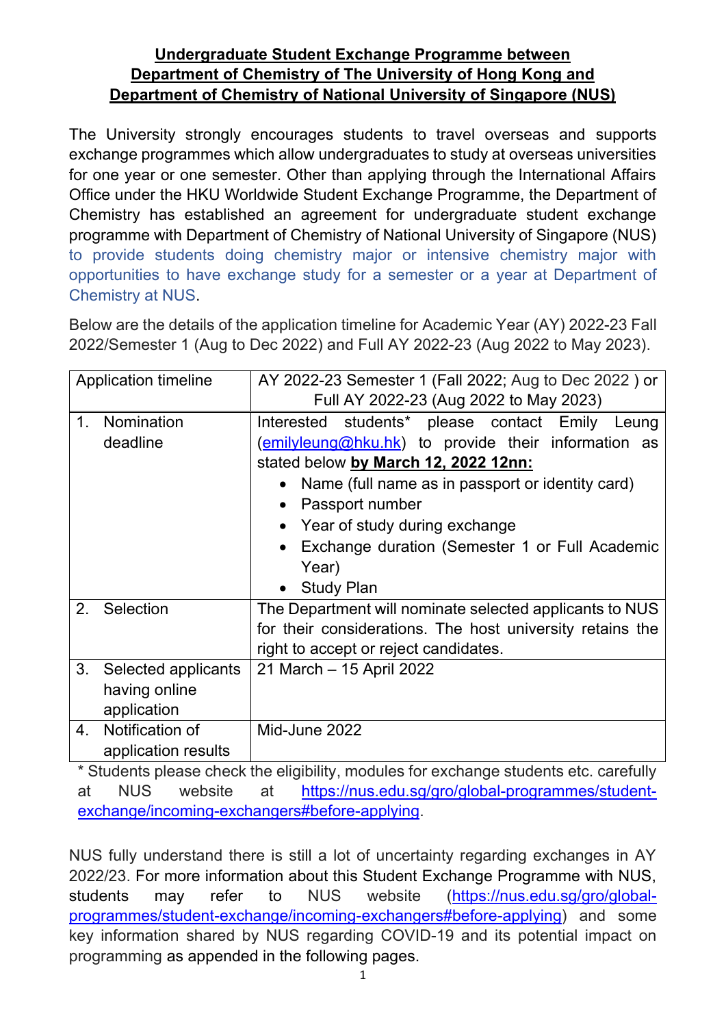# Undergraduate Student Exchange Programme between Department of Chemistry of The University of Hong Kong and Department of Chemistry of National University of Singapore (NUS)

The University strongly encourages students to travel overseas and supports exchange programmes which allow undergraduates to study at overseas universities for one year or one semester. Other than applying through the International Affairs Office under the HKU Worldwide Student Exchange Programme, the Department of Chemistry has established an agreement for undergraduate student exchange programme with Department of Chemistry of National University of Singapore (NUS) to provide students doing chemistry major or intensive chemistry major with opportunities to have exchange study for a semester or a year at Department of Chemistry at NUS.

Below are the details of the application timeline for Academic Year (AY) 2022-23 Fall 2022/Semester 1 (Aug to Dec 2022) and Full AY 2022-23 (Aug 2022 to May 2023).

| Application timeline | AY 2022-23 Semester 1 (Fall 2022; Aug to Dec 2022 ) or Full AY 2022-23 (Aug 2022 to May 2023) |
|---|---|
| 1. Nomination deadline | Interested students* please contact Emily Leung (emilyleung@hku.hk) to provide their information as stated below **by March 12, 2022 12nn:**<br>• Name (full name as in passport or identity card)<br>• Passport number<br>• Year of study during exchange<br>• Exchange duration (Semester 1 or Full Academic Year)<br>• Study Plan |
| 2. Selection | The Department will nominate selected applicants to NUS for their considerations. The host university retains the right to accept or reject candidates. |
| 3. Selected applicants having online application | 21 March – 15 April 2022 |
| 4. Notification of application results | Mid-June 2022 |

\* Students please check the eligibility, modules for exchange students etc. carefully at NUS website at https://nus.edu.sg/gro/global-programmes/student-exchange/incoming-exchangers#before-applying.

NUS fully understand there is still a lot of uncertainty regarding exchanges in AY 2022/23. For more information about this Student Exchange Programme with NUS, students may refer to NUS website (https://nus.edu.sg/gro/global-programmes/student-exchange/incoming-exchangers#before-applying) and some key information shared by NUS regarding COVID-19 and its potential impact on programming as appended in the following pages.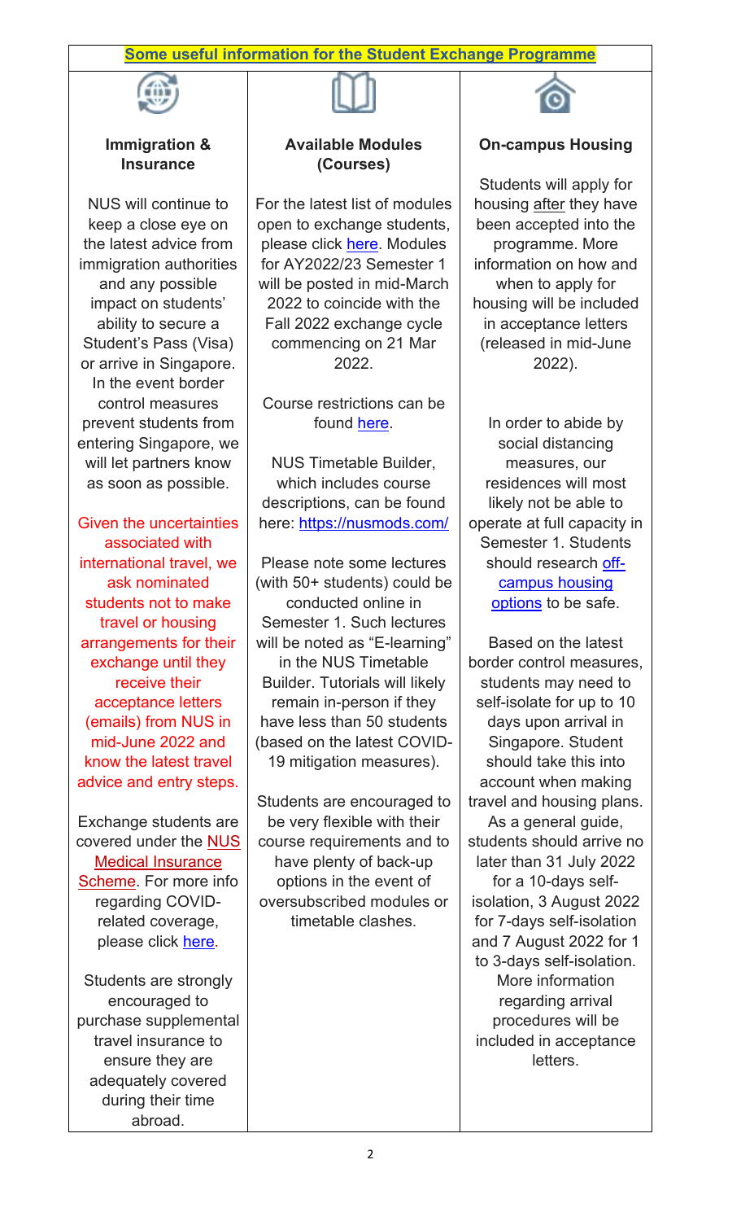**Some useful information for the Student Exchange Programme**

### Immigration & Insurance

NUS will continue to keep a close eye on the latest advice from immigration authorities and any possible impact on students' ability to secure a Student's Pass (Visa) or arrive in Singapore. In the event border control measures prevent students from entering Singapore, we will let partners know as soon as possible.

Given the uncertainties associated with international travel, we ask nominated students not to make travel or housing arrangements for their exchange until they receive their acceptance letters (emails) from NUS in mid-June 2022 and know the latest travel advice and entry steps.

Exchange students are covered under the NUS Medical Insurance Scheme. For more info regarding COVID-related coverage, please click here.

Students are strongly encouraged to purchase supplemental travel insurance to ensure they are adequately covered during their time abroad.

### Available Modules (Courses)

For the latest list of modules open to exchange students, please click here. Modules for AY2022/23 Semester 1 will be posted in mid-March 2022 to coincide with the Fall 2022 exchange cycle commencing on 21 Mar 2022.

Course restrictions can be found here.

NUS Timetable Builder, which includes course descriptions, can be found here: https://nusmods.com/

Please note some lectures (with 50+ students) could be conducted online in Semester 1. Such lectures will be noted as "E-learning" in the NUS Timetable Builder. Tutorials will likely remain in-person if they have less than 50 students (based on the latest COVID-19 mitigation measures).

Students are encouraged to be very flexible with their course requirements and to have plenty of back-up options in the event of oversubscribed modules or timetable clashes.

### On-campus Housing

Students will apply for housing after they have been accepted into the programme. More information on how and when to apply for housing will be included in acceptance letters (released in mid-June 2022).

In order to abide by social distancing measures, our residences will most likely not be able to operate at full capacity in Semester 1. Students should research off-campus housing options to be safe.

Based on the latest border control measures, students may need to self-isolate for up to 10 days upon arrival in Singapore. Student should take this into account when making travel and housing plans. As a general guide, students should arrive no later than 31 July 2022 for a 10-days self-isolation, 3 August 2022 for 7-days self-isolation and 7 August 2022 for 1 to 3-days self-isolation. More information regarding arrival procedures will be included in acceptance letters.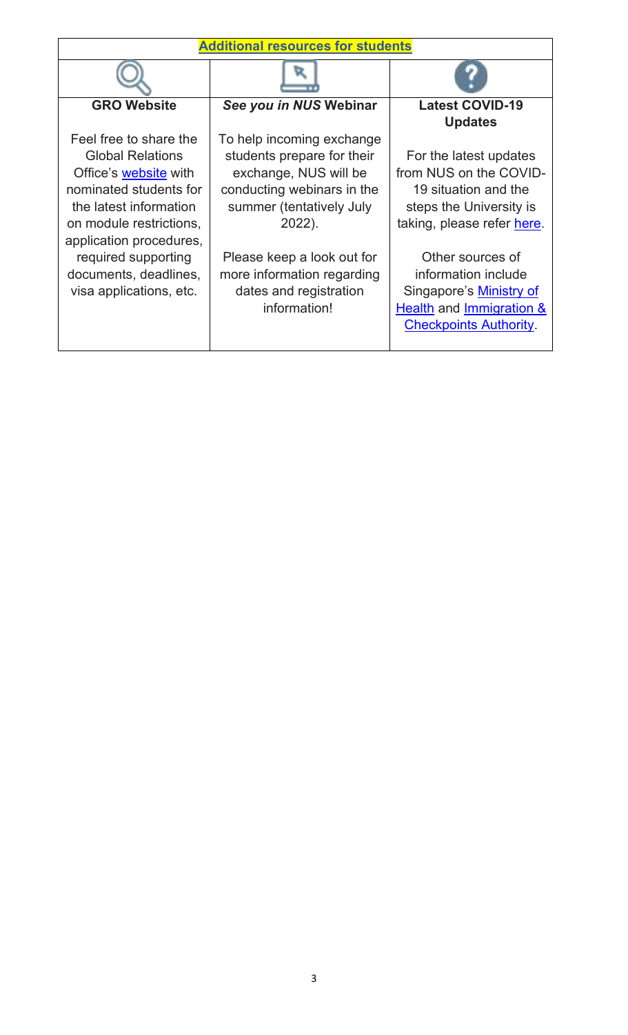| Additional resources for students | | |
|---|---|---|
| **GRO Website** | ***See you in NUS* Webinar** | **Latest COVID-19 Updates** |
| Feel free to share the Global Relations Office's website with nominated students for the latest information on module restrictions, application procedures, required supporting documents, deadlines, visa applications, etc. | To help incoming exchange students prepare for their exchange, NUS will be conducting webinars in the summer (tentatively July 2022). Please keep a look out for more information regarding dates and registration information! | For the latest updates from NUS on the COVID-19 situation and the steps the University is taking, please refer here. Other sources of information include Singapore's Ministry of Health and Immigration & Checkpoints Authority. |